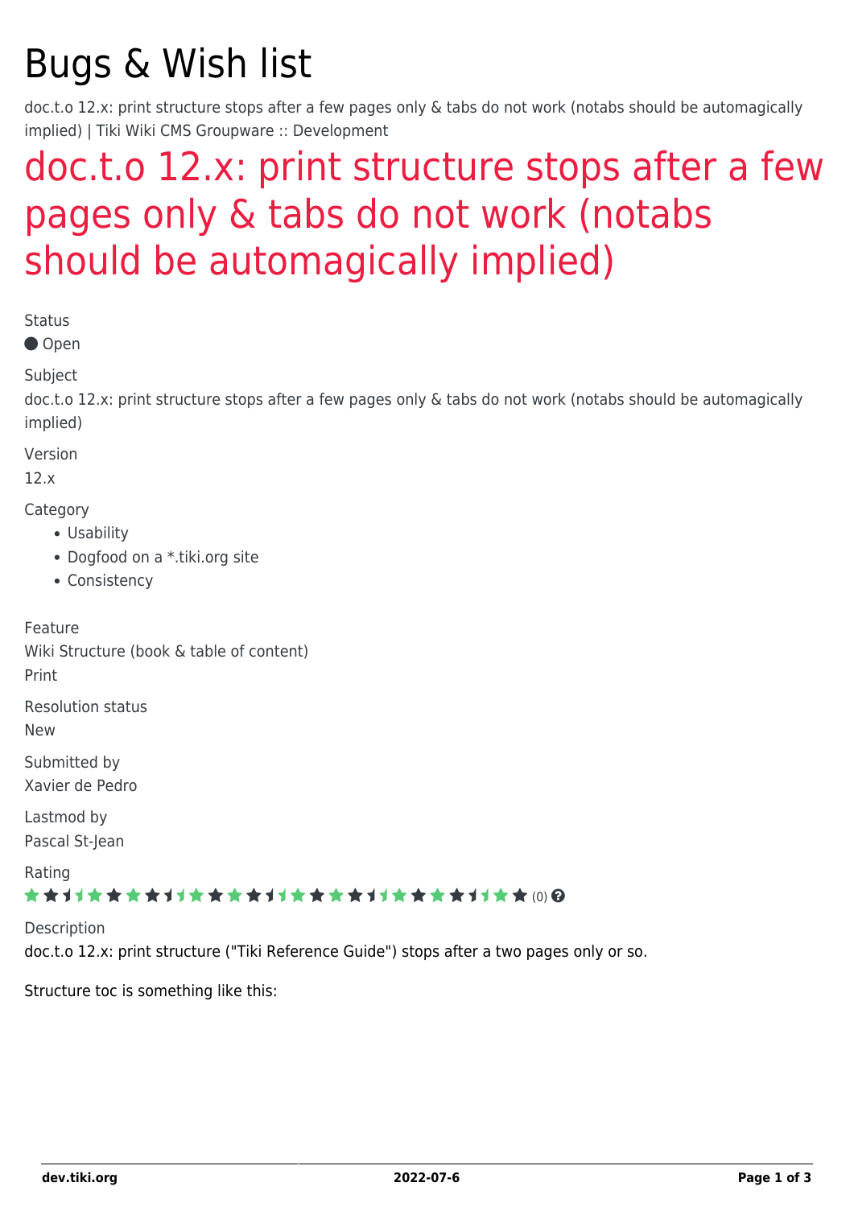# Bugs & Wish list

doc.t.o 12.x: print structure stops after a few pages only & tabs do not work (notabs should be automagically implied) | Tiki Wiki CMS Groupware :: Development

## doc.t.o 12.x: print structure stops after a few pages only & tabs do not work (notabs should be automagically implied)

Status

Open

Subject

doc.t.o 12.x: print structure stops after a few pages only & tabs do not work (notabs should be automagically implied)

Version

12.x

Category

- Usability
- Dogfood on a *.tiki.org site
- Consistency

Feature

Wiki Structure (book & table of content)

Print

Resolution status

New

Submitted by

Xavier de Pedro

Lastmod by

Pascal St-Jean

Rating

(0)

Description

doc.t.o 12.x: print structure ("Tiki Reference Guide") stops after a two pages only or so.

Structure toc is something like this: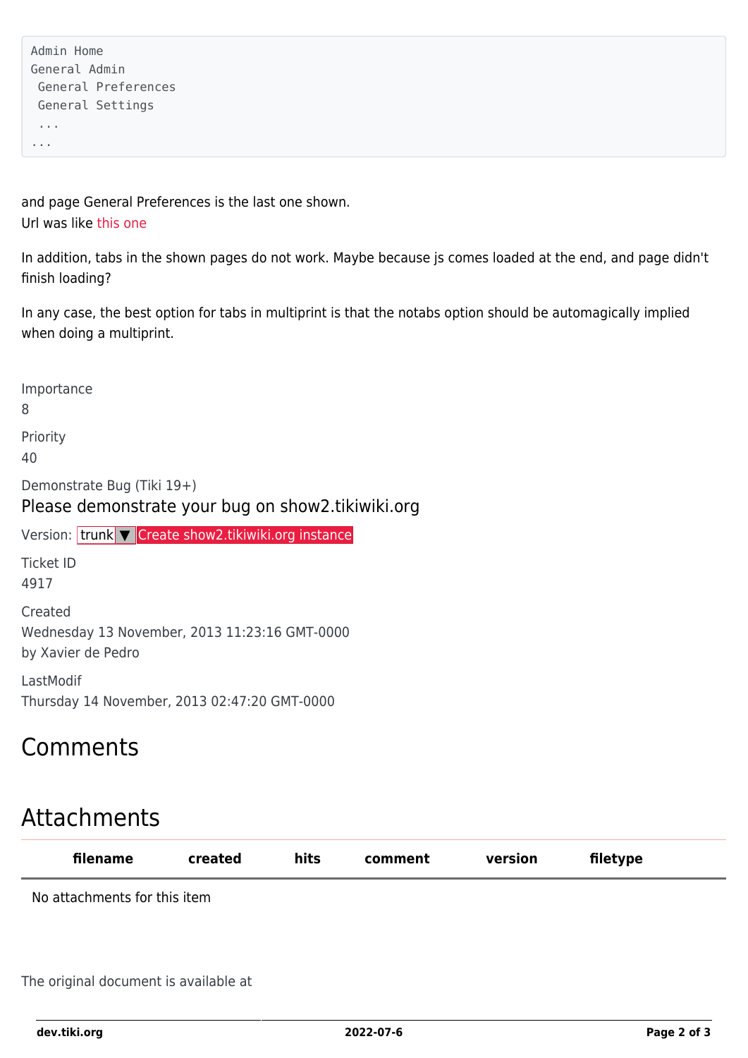```
Admin Home
General Admin
 General Preferences
 General Settings
 ...
...
```

and page General Preferences is the last one shown.
Url was like this one

In addition, tabs in the shown pages do not work. Maybe because js comes loaded at the end, and page didn't finish loading?

In any case, the best option for tabs in multiprint is that the notabs option should be automagically implied when doing a multiprint.

Importance
8

Priority
40

Demonstrate Bug (Tiki 19+)

Please demonstrate your bug on show2.tikiwiki.org

Version: trunk ▼ Create show2.tikiwiki.org instance

Ticket ID
4917

Created
Wednesday 13 November, 2013 11:23:16 GMT-0000
by Xavier de Pedro

LastModif
Thursday 14 November, 2013 02:47:20 GMT-0000

## Comments

## Attachments

| filename | created | hits | comment | version | filetype |
|---|---|---|---|---|---|
| No attachments for this item | | | | | |

The original document is available at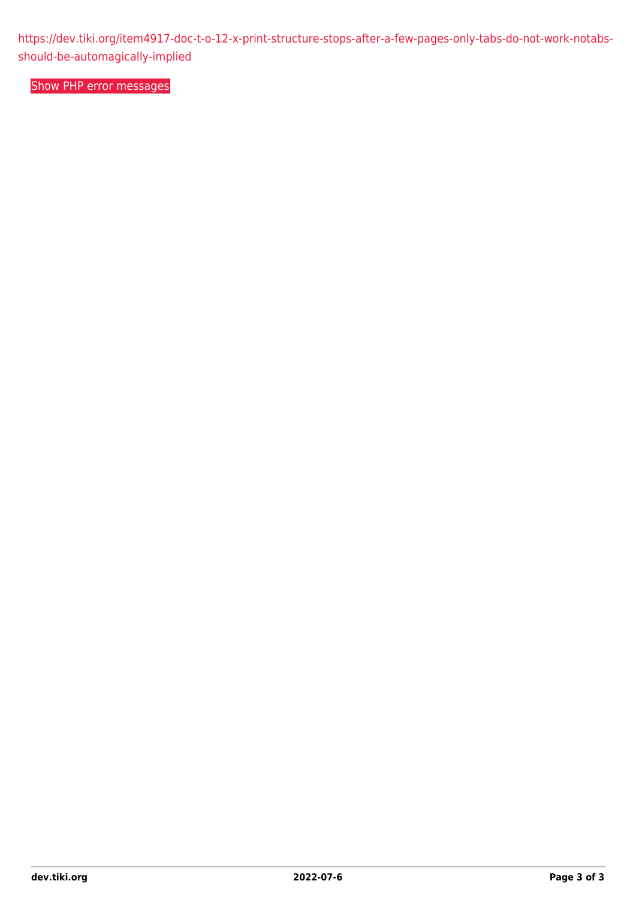https://dev.tiki.org/item4917-doc-t-o-12-x-print-structure-stops-after-a-few-pages-only-tabs-do-not-work-notabs-should-be-automagically-implied

Show PHP error messages